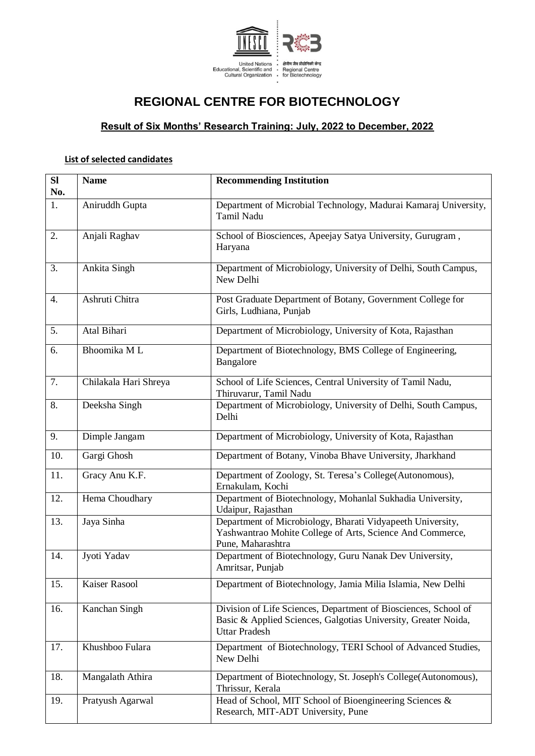# REGIONAL CENTRE FOR BIOTECHNOLOGY

## Result of Six Months' Research Training: July, 2022 to December, 2022

**List of selected candidates**

| Sl No. | Name | Recommending Institution |
|---|---|---|
| 1. | Aniruddh Gupta | Department of Microbial Technology, Madurai Kamaraj University, Tamil Nadu |
| 2. | Anjali Raghav | School of Biosciences, Apeejay Satya University, Gurugram , Haryana |
| 3. | Ankita Singh | Department of Microbiology, University of Delhi, South Campus, New Delhi |
| 4. | Ashruti Chitra | Post Graduate Department of Botany, Government College for Girls, Ludhiana, Punjab |
| 5. | Atal Bihari | Department of Microbiology, University of Kota, Rajasthan |
| 6. | Bhoomika M L | Department of Biotechnology, BMS College of Engineering, Bangalore |
| 7. | Chilakala Hari Shreya | School of Life Sciences, Central University of Tamil Nadu, Thiruvarur, Tamil Nadu |
| 8. | Deeksha Singh | Department of Microbiology, University of Delhi, South Campus, Delhi |
| 9. | Dimple Jangam | Department of Microbiology, University of Kota, Rajasthan |
| 10. | Gargi Ghosh | Department of Botany, Vinoba Bhave University, Jharkhand |
| 11. | Gracy Anu K.F. | Department of Zoology, St. Teresa's College(Autonomous), Ernakulam, Kochi |
| 12. | Hema Choudhary | Department of Biotechnology, Mohanlal Sukhadia University, Udaipur, Rajasthan |
| 13. | Jaya Sinha | Department of Microbiology, Bharati Vidyapeeth University, Yashwantrao Mohite College of Arts, Science And Commerce, Pune, Maharashtra |
| 14. | Jyoti Yadav | Department of Biotechnology, Guru Nanak Dev University, Amritsar, Punjab |
| 15. | Kaiser Rasool | Department of Biotechnology, Jamia Milia Islamia, New Delhi |
| 16. | Kanchan Singh | Division of Life Sciences, Department of Biosciences, School of Basic & Applied Sciences, Galgotias University, Greater Noida, Uttar Pradesh |
| 17. | Khushboo Fulara | Department of Biotechnology, TERI School of Advanced Studies, New Delhi |
| 18. | Mangalath Athira | Department of Biotechnology, St. Joseph's College(Autonomous), Thrissur, Kerala |
| 19. | Pratyush Agarwal | Head of School, MIT School of Bioengineering Sciences & Research, MIT-ADT University, Pune |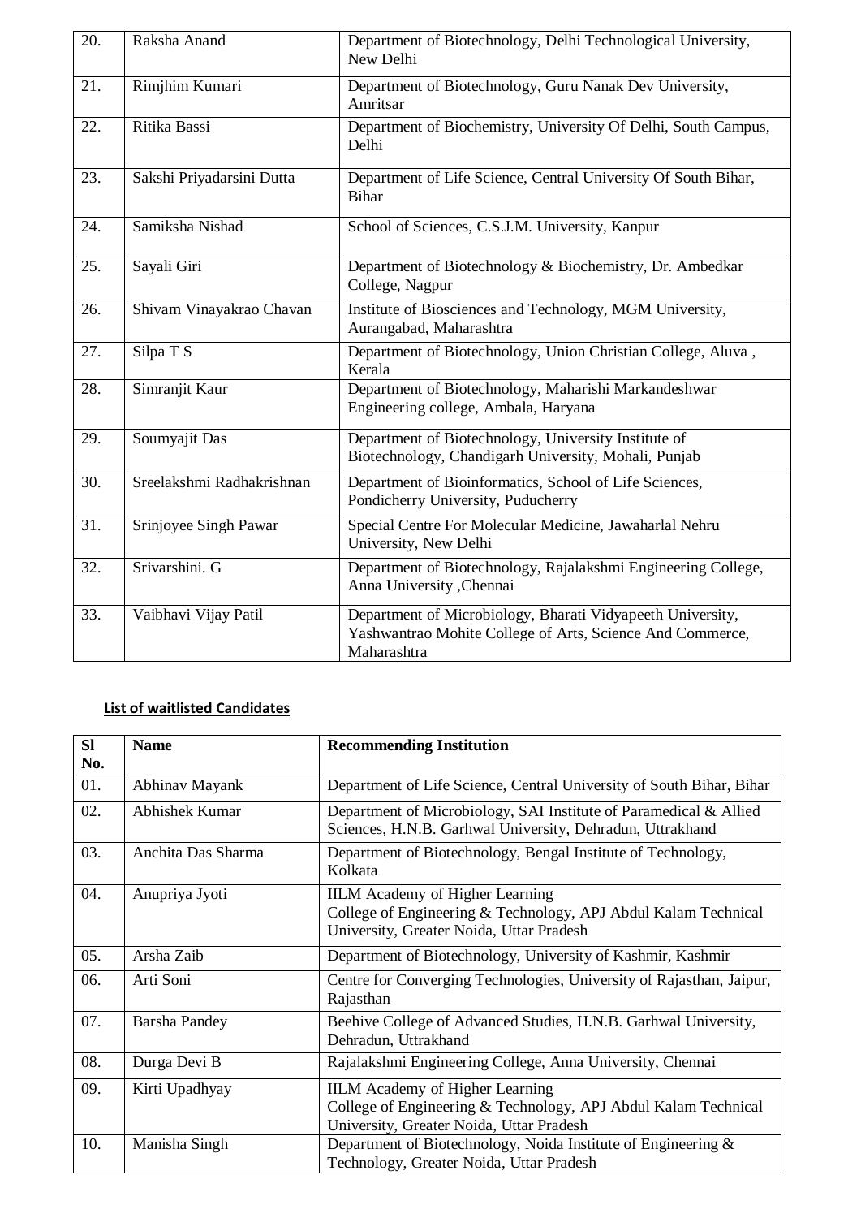| 20. | Raksha Anand | Department of Biotechnology, Delhi Technological University, New Delhi |
|---|---|---|
| 21. | Rimjhim Kumari | Department of Biotechnology, Guru Nanak Dev University, Amritsar |
| 22. | Ritika Bassi | Department of Biochemistry, University Of Delhi, South Campus, Delhi |
| 23. | Sakshi Priyadarsini Dutta | Department of Life Science, Central University Of South Bihar, Bihar |
| 24. | Samiksha Nishad | School of Sciences, C.S.J.M. University, Kanpur |
| 25. | Sayali Giri | Department of Biotechnology & Biochemistry, Dr. Ambedkar College, Nagpur |
| 26. | Shivam Vinayakrao Chavan | Institute of Biosciences and Technology, MGM University, Aurangabad, Maharashtra |
| 27. | Silpa T S | Department of Biotechnology, Union Christian College, Aluva , Kerala |
| 28. | Simranjit Kaur | Department of Biotechnology, Maharishi Markandeshwar Engineering college, Ambala, Haryana |
| 29. | Soumyajit Das | Department of Biotechnology, University Institute of Biotechnology, Chandigarh University, Mohali, Punjab |
| 30. | Sreelakshmi Radhakrishnan | Department of Bioinformatics, School of Life Sciences, Pondicherry University, Puducherry |
| 31. | Srinjoyee Singh Pawar | Special Centre For Molecular Medicine, Jawaharlal Nehru University, New Delhi |
| 32. | Srivarshini. G | Department of Biotechnology, Rajalakshmi Engineering College, Anna University ,Chennai |
| 33. | Vaibhavi Vijay Patil | Department of Microbiology, Bharati Vidyapeeth University, Yashwantrao Mohite College of Arts, Science And Commerce, Maharashtra |

**List of waitlisted Candidates**

| Sl No. | Name | Recommending Institution |
|---|---|---|
| 01. | Abhinav Mayank | Department of Life Science, Central University of South Bihar, Bihar |
| 02. | Abhishek Kumar | Department of Microbiology, SAI Institute of Paramedical & Allied Sciences, H.N.B. Garhwal University, Dehradun, Uttrakhand |
| 03. | Anchita Das Sharma | Department of Biotechnology, Bengal Institute of Technology, Kolkata |
| 04. | Anupriya Jyoti | IILM Academy of Higher Learning College of Engineering & Technology, APJ Abdul Kalam Technical University, Greater Noida, Uttar Pradesh |
| 05. | Arsha Zaib | Department of Biotechnology, University of Kashmir, Kashmir |
| 06. | Arti Soni | Centre for Converging Technologies, University of Rajasthan, Jaipur, Rajasthan |
| 07. | Barsha Pandey | Beehive College of Advanced Studies, H.N.B. Garhwal University, Dehradun, Uttrakhand |
| 08. | Durga Devi B | Rajalakshmi Engineering College, Anna University, Chennai |
| 09. | Kirti Upadhyay | IILM Academy of Higher Learning College of Engineering & Technology, APJ Abdul Kalam Technical University, Greater Noida, Uttar Pradesh |
| 10. | Manisha Singh | Department of Biotechnology, Noida Institute of Engineering & Technology, Greater Noida, Uttar Pradesh |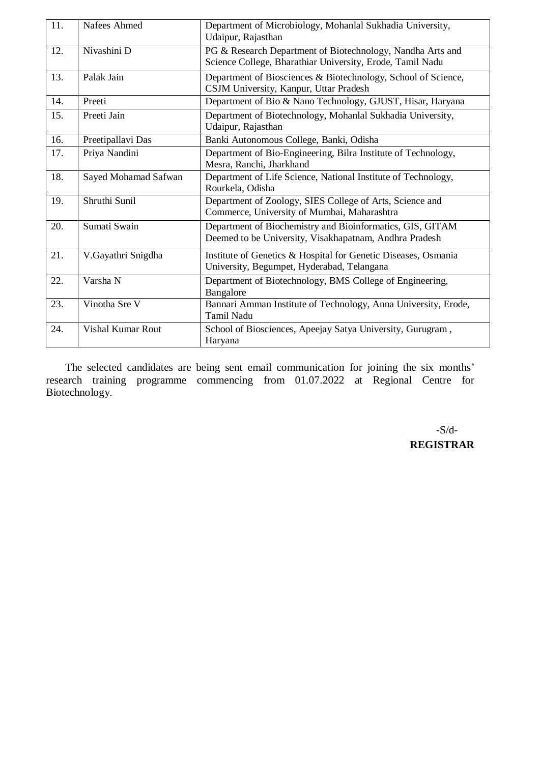| | | |
|---|---|---|
| 11. | Nafees Ahmed | Department of Microbiology, Mohanlal Sukhadia University, Udaipur, Rajasthan |
| 12. | Nivashini D | PG & Research Department of Biotechnology, Nandha Arts and Science College, Bharathiar University, Erode, Tamil Nadu |
| 13. | Palak Jain | Department of Biosciences & Biotechnology, School of Science, CSJM University, Kanpur, Uttar Pradesh |
| 14. | Preeti | Department of Bio & Nano Technology, GJUST, Hisar, Haryana |
| 15. | Preeti Jain | Department of Biotechnology, Mohanlal Sukhadia University, Udaipur, Rajasthan |
| 16. | Preetipallavi Das | Banki Autonomous College, Banki, Odisha |
| 17. | Priya Nandini | Department of Bio-Engineering, Bilra Institute of Technology, Mesra, Ranchi, Jharkhand |
| 18. | Sayed Mohamad Safwan | Department of Life Science, National Institute of Technology, Rourkela, Odisha |
| 19. | Shruthi Sunil | Department of Zoology, SIES College of Arts, Science and Commerce, University of Mumbai, Maharashtra |
| 20. | Sumati Swain | Department of Biochemistry and Bioinformatics, GIS, GITAM Deemed to be University, Visakhapatnam, Andhra Pradesh |
| 21. | V.Gayathri Snigdha | Institute of Genetics & Hospital for Genetic Diseases, Osmania University, Begumpet, Hyderabad, Telangana |
| 22. | Varsha N | Department of Biotechnology, BMS College of Engineering, Bangalore |
| 23. | Vinotha Sre V | Bannari Amman Institute of Technology, Anna University, Erode, Tamil Nadu |
| 24. | Vishal Kumar Rout | School of Biosciences, Apeejay Satya University, Gurugram , Haryana |

The selected candidates are being sent email communication for joining the six months' research training programme commencing from 01.07.2022 at Regional Centre for Biotechnology.

-S/d-

**REGISTRAR**